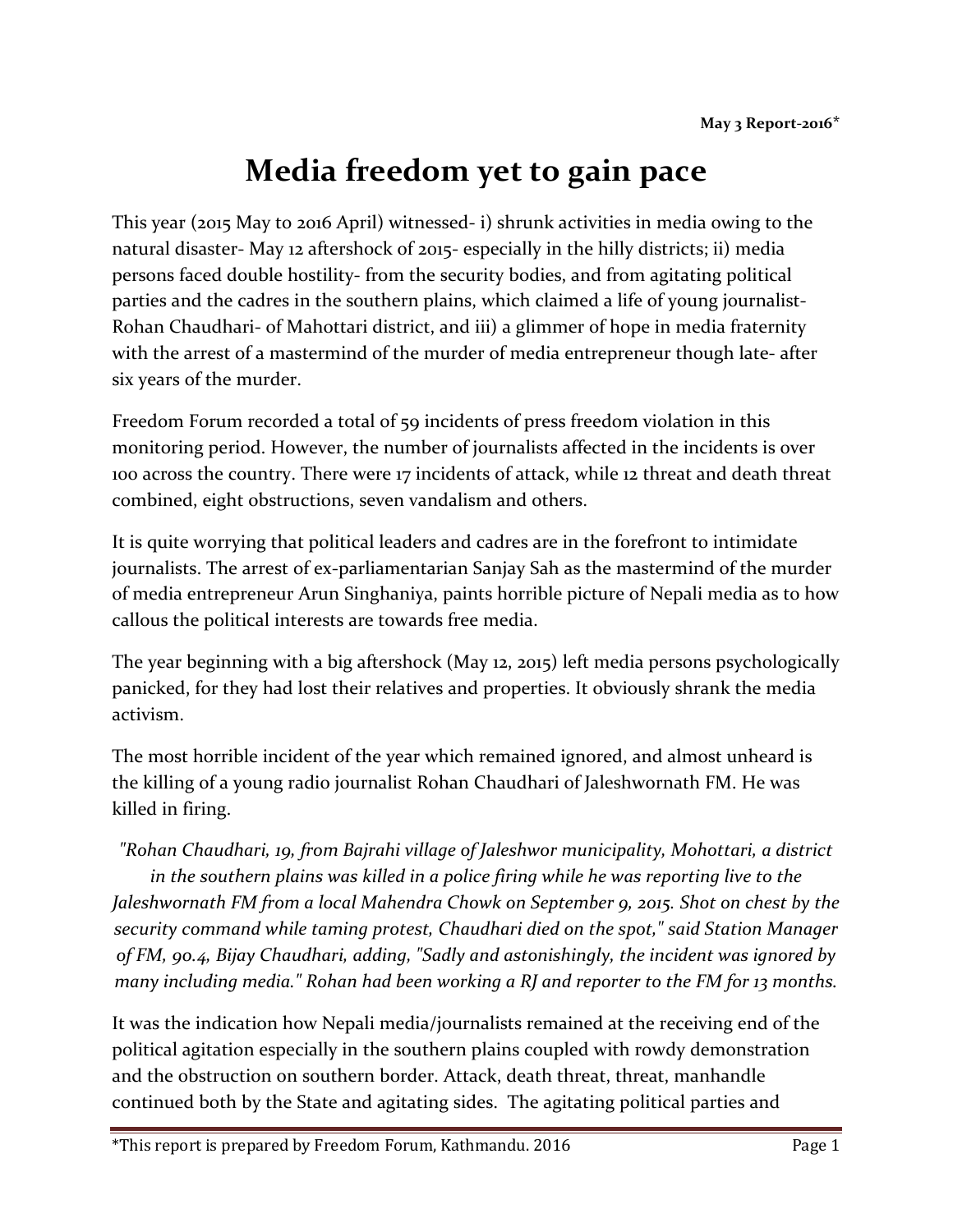**May 3 Report-2016***

# Media freedom yet to gain pace

This year (2015 May to 2016 April) witnessed- i) shrunk activities in media owing to the natural disaster- May 12 aftershock of 2015- especially in the hilly districts; ii) media persons faced double hostility- from the security bodies, and from agitating political parties and the cadres in the southern plains, which claimed a life of young journalist- Rohan Chaudhari- of Mahottari district, and iii) a glimmer of hope in media fraternity with the arrest of a mastermind of the murder of media entrepreneur though late- after six years of the murder.

Freedom Forum recorded a total of 59 incidents of press freedom violation in this monitoring period. However, the number of journalists affected in the incidents is over 100 across the country. There were 17 incidents of attack, while 12 threat and death threat combined, eight obstructions, seven vandalism and others.

It is quite worrying that political leaders and cadres are in the forefront to intimidate journalists. The arrest of ex-parliamentarian Sanjay Sah as the mastermind of the murder of media entrepreneur Arun Singhaniya, paints horrible picture of Nepali media as to how callous the political interests are towards free media.

The year beginning with a big aftershock (May 12, 2015) left media persons psychologically panicked, for they had lost their relatives and properties. It obviously shrank the media activism.

The most horrible incident of the year which remained ignored, and almost unheard is the killing of a young radio journalist Rohan Chaudhari of Jaleshwornath FM. He was killed in firing.

*"Rohan Chaudhari, 19, from Bajrahi village of Jaleshwor municipality, Mohottari, a district in the southern plains was killed in a police firing while he was reporting live to the Jaleshwornath FM from a local Mahendra Chowk on September 9, 2015. Shot on chest by the security command while taming protest, Chaudhari died on the spot," said Station Manager of FM, 90.4, Bijay Chaudhari, adding, "Sadly and astonishingly, the incident was ignored by many including media." Rohan had been working a RJ and reporter to the FM for 13 months.*

It was the indication how Nepali media/journalists remained at the receiving end of the political agitation especially in the southern plains coupled with rowdy demonstration and the obstruction on southern border. Attack, death threat, threat, manhandle continued both by the State and agitating sides. The agitating political parties and

*This report is prepared by Freedom Forum, Kathmandu. 2016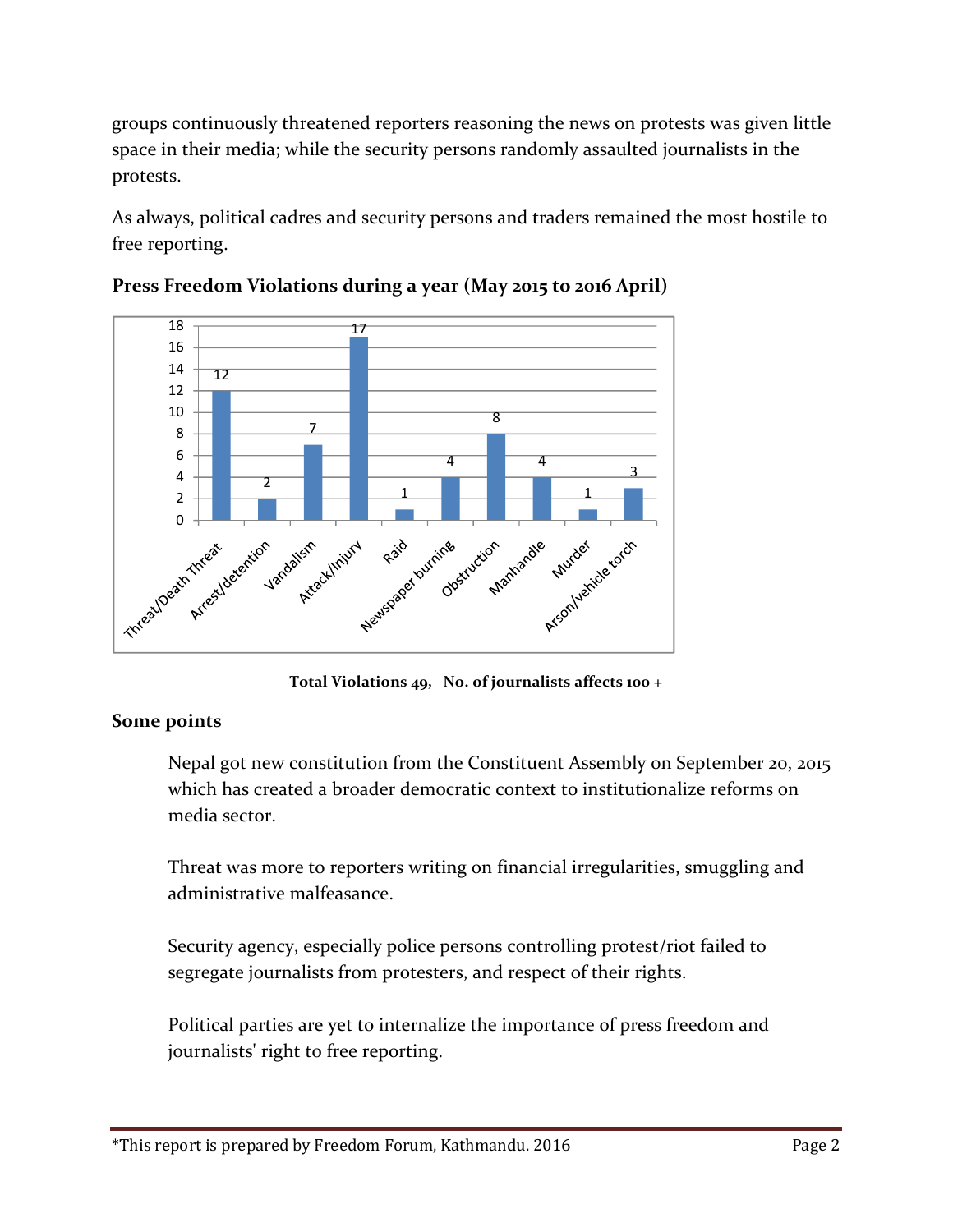groups continuously threatened reporters reasoning the news on protests was given little space in their media; while the security persons randomly assaulted journalists in the protests.

As always, political cadres and security persons and traders remained the most hostile to free reporting.

**Press Freedom Violations during a year (May 2015 to 2016 April)**

| Violation | Number |
|---|---|
| Threat/Death Threat | 12 |
| Arrest/detention | 2 |
| Vandalism | 7 |
| Attack/Injury | 17 |
| Raid | 1 |
| Newspaper burning | 4 |
| Obstruction | 8 |
| Manhandle | 4 |
| Murder | 1 |
| Arson/vehicle torch | 3 |

**Total Violations 49, No. of journalists affects 100 +**

## Some points

Nepal got new constitution from the Constituent Assembly on September 20, 2015 which has created a broader democratic context to institutionalize reforms on media sector.

Threat was more to reporters writing on financial irregularities, smuggling and administrative malfeasance.

Security agency, especially police persons controlling protest/riot failed to segregate journalists from protesters, and respect of their rights.

Political parties are yet to internalize the importance of press freedom and journalists' right to free reporting.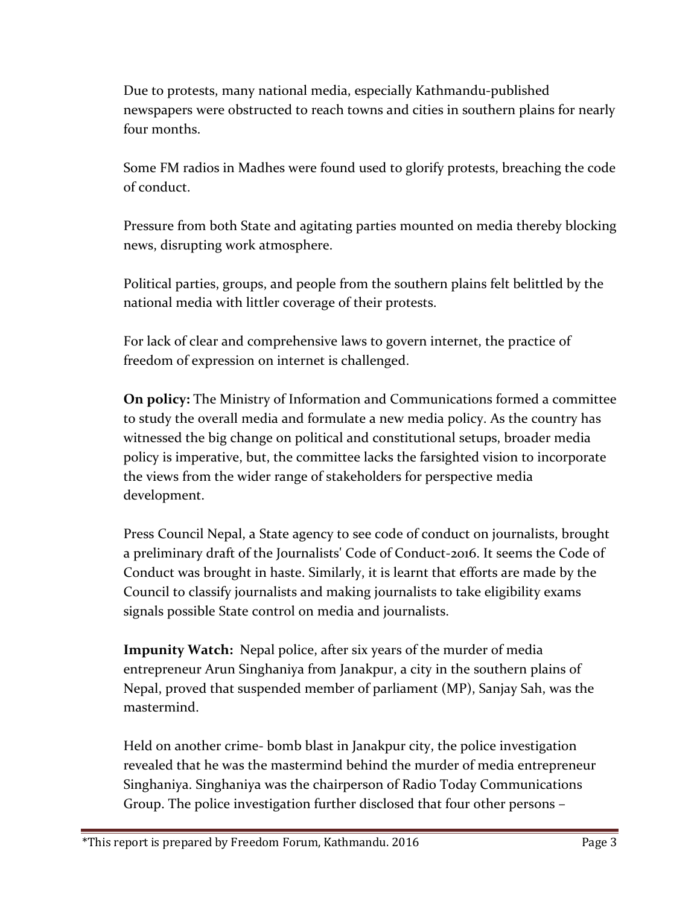Due to protests, many national media, especially Kathmandu-published newspapers were obstructed to reach towns and cities in southern plains for nearly four months.

Some FM radios in Madhes were found used to glorify protests, breaching the code of conduct.

Pressure from both State and agitating parties mounted on media thereby blocking news, disrupting work atmosphere.

Political parties, groups, and people from the southern plains felt belittled by the national media with littler coverage of their protests.

For lack of clear and comprehensive laws to govern internet, the practice of freedom of expression on internet is challenged.

**On policy:** The Ministry of Information and Communications formed a committee to study the overall media and formulate a new media policy. As the country has witnessed the big change on political and constitutional setups, broader media policy is imperative, but, the committee lacks the farsighted vision to incorporate the views from the wider range of stakeholders for perspective media development.

Press Council Nepal, a State agency to see code of conduct on journalists, brought a preliminary draft of the Journalists' Code of Conduct-2016. It seems the Code of Conduct was brought in haste. Similarly, it is learnt that efforts are made by the Council to classify journalists and making journalists to take eligibility exams signals possible State control on media and journalists.

**Impunity Watch:** Nepal police, after six years of the murder of media entrepreneur Arun Singhaniya from Janakpur, a city in the southern plains of Nepal, proved that suspended member of parliament (MP), Sanjay Sah, was the mastermind.

Held on another crime- bomb blast in Janakpur city, the police investigation revealed that he was the mastermind behind the murder of media entrepreneur Singhaniya. Singhaniya was the chairperson of Radio Today Communications Group. The police investigation further disclosed that four other persons –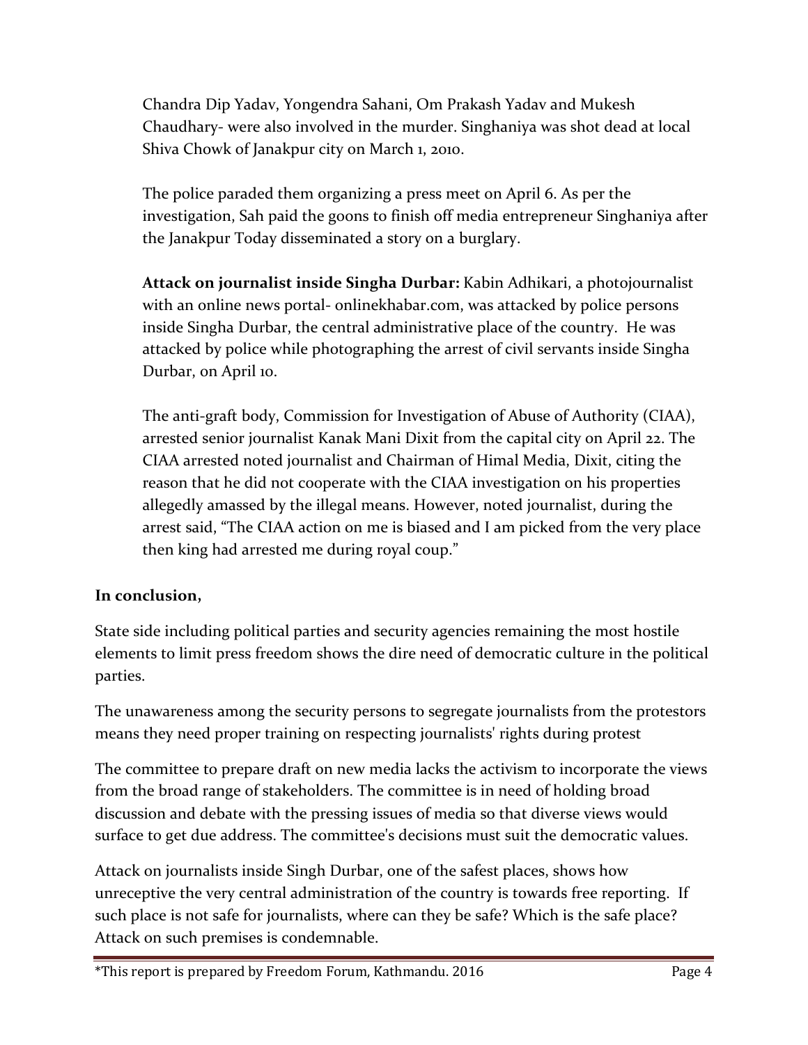Chandra Dip Yadav, Yongendra Sahani, Om Prakash Yadav and Mukesh Chaudhary- were also involved in the murder. Singhaniya was shot dead at local Shiva Chowk of Janakpur city on March 1, 2010.

The police paraded them organizing a press meet on April 6. As per the investigation, Sah paid the goons to finish off media entrepreneur Singhaniya after the Janakpur Today disseminated a story on a burglary.

**Attack on journalist inside Singha Durbar:** Kabin Adhikari, a photojournalist with an online news portal- onlinekhabar.com, was attacked by police persons inside Singha Durbar, the central administrative place of the country. He was attacked by police while photographing the arrest of civil servants inside Singha Durbar, on April 10.

The anti-graft body, Commission for Investigation of Abuse of Authority (CIAA), arrested senior journalist Kanak Mani Dixit from the capital city on April 22. The CIAA arrested noted journalist and Chairman of Himal Media, Dixit, citing the reason that he did not cooperate with the CIAA investigation on his properties allegedly amassed by the illegal means. However, noted journalist, during the arrest said, "The CIAA action on me is biased and I am picked from the very place then king had arrested me during royal coup."

**In conclusion,**

State side including political parties and security agencies remaining the most hostile elements to limit press freedom shows the dire need of democratic culture in the political parties.

The unawareness among the security persons to segregate journalists from the protestors means they need proper training on respecting journalists' rights during protest

The committee to prepare draft on new media lacks the activism to incorporate the views from the broad range of stakeholders. The committee is in need of holding broad discussion and debate with the pressing issues of media so that diverse views would surface to get due address. The committee's decisions must suit the democratic values.

Attack on journalists inside Singh Durbar, one of the safest places, shows how unreceptive the very central administration of the country is towards free reporting. If such place is not safe for journalists, where can they be safe? Which is the safe place? Attack on such premises is condemnable.

*This report is prepared by Freedom Forum, Kathmandu. 2016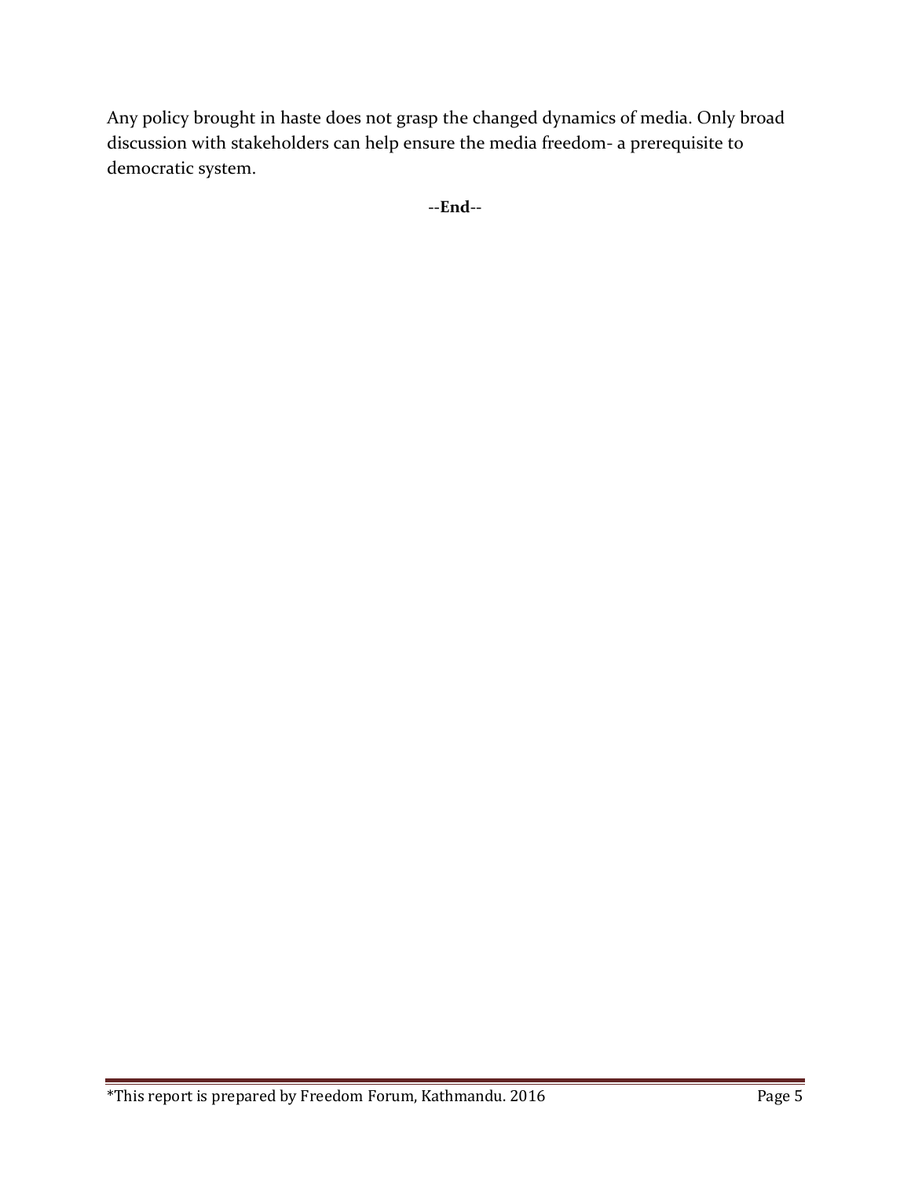Any policy brought in haste does not grasp the changed dynamics of media. Only broad discussion with stakeholders can help ensure the media freedom- a prerequisite to democratic system.

--**End**--